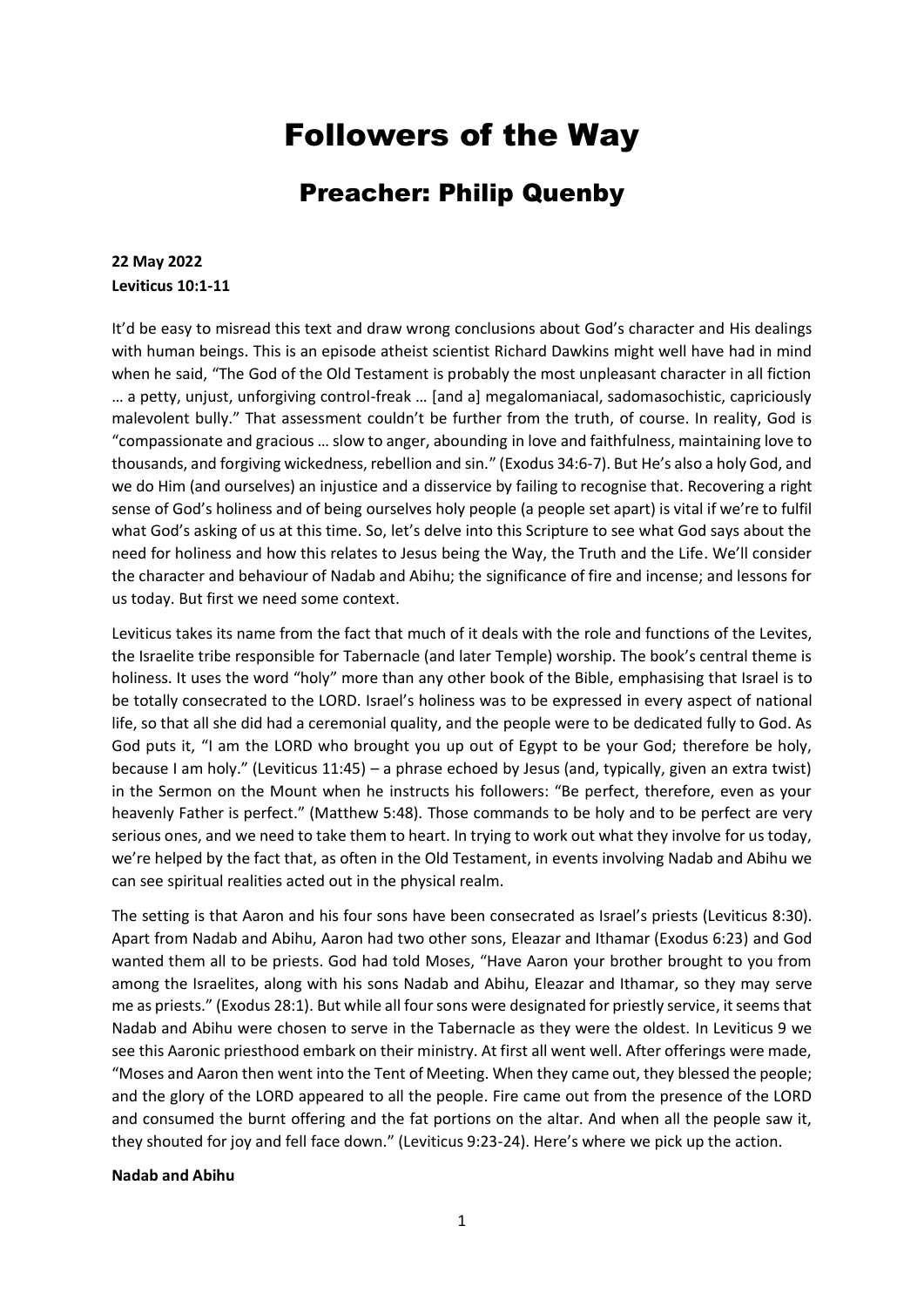# Followers of the Way

## Preacher: Philip Quenby

**22 May 2022**
**Leviticus 10:1-11**

It'd be easy to misread this text and draw wrong conclusions about God's character and His dealings with human beings. This is an episode atheist scientist Richard Dawkins might well have had in mind when he said, "The God of the Old Testament is probably the most unpleasant character in all fiction … a petty, unjust, unforgiving control-freak … [and a] megalomaniacal, sadomasochistic, capriciously malevolent bully." That assessment couldn't be further from the truth, of course. In reality, God is "compassionate and gracious … slow to anger, abounding in love and faithfulness, maintaining love to thousands, and forgiving wickedness, rebellion and sin." (Exodus 34:6-7). But He's also a holy God, and we do Him (and ourselves) an injustice and a disservice by failing to recognise that. Recovering a right sense of God's holiness and of being ourselves holy people (a people set apart) is vital if we're to fulfil what God's asking of us at this time. So, let's delve into this Scripture to see what God says about the need for holiness and how this relates to Jesus being the Way, the Truth and the Life. We'll consider the character and behaviour of Nadab and Abihu; the significance of fire and incense; and lessons for us today. But first we need some context.

Leviticus takes its name from the fact that much of it deals with the role and functions of the Levites, the Israelite tribe responsible for Tabernacle (and later Temple) worship. The book's central theme is holiness. It uses the word "holy" more than any other book of the Bible, emphasising that Israel is to be totally consecrated to the LORD. Israel's holiness was to be expressed in every aspect of national life, so that all she did had a ceremonial quality, and the people were to be dedicated fully to God. As God puts it, "I am the LORD who brought you up out of Egypt to be your God; therefore be holy, because I am holy." (Leviticus 11:45) – a phrase echoed by Jesus (and, typically, given an extra twist) in the Sermon on the Mount when he instructs his followers: "Be perfect, therefore, even as your heavenly Father is perfect." (Matthew 5:48). Those commands to be holy and to be perfect are very serious ones, and we need to take them to heart. In trying to work out what they involve for us today, we're helped by the fact that, as often in the Old Testament, in events involving Nadab and Abihu we can see spiritual realities acted out in the physical realm.

The setting is that Aaron and his four sons have been consecrated as Israel's priests (Leviticus 8:30). Apart from Nadab and Abihu, Aaron had two other sons, Eleazar and Ithamar (Exodus 6:23) and God wanted them all to be priests. God had told Moses, "Have Aaron your brother brought to you from among the Israelites, along with his sons Nadab and Abihu, Eleazar and Ithamar, so they may serve me as priests." (Exodus 28:1). But while all four sons were designated for priestly service, it seems that Nadab and Abihu were chosen to serve in the Tabernacle as they were the oldest. In Leviticus 9 we see this Aaronic priesthood embark on their ministry. At first all went well. After offerings were made, "Moses and Aaron then went into the Tent of Meeting. When they came out, they blessed the people; and the glory of the LORD appeared to all the people. Fire came out from the presence of the LORD and consumed the burnt offering and the fat portions on the altar. And when all the people saw it, they shouted for joy and fell face down." (Leviticus 9:23-24). Here's where we pick up the action.

**Nadab and Abihu**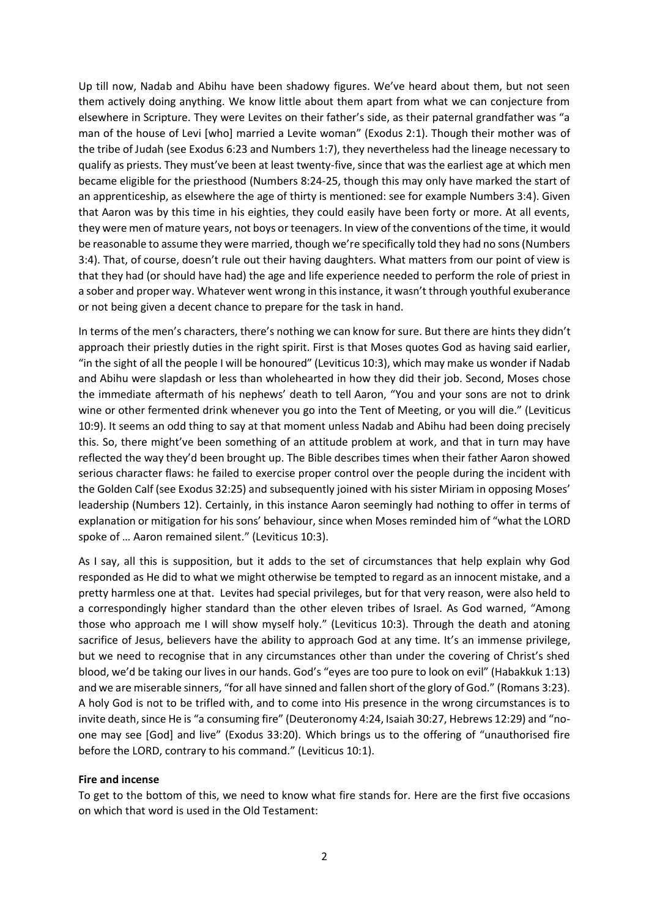Up till now, Nadab and Abihu have been shadowy figures. We've heard about them, but not seen them actively doing anything. We know little about them apart from what we can conjecture from elsewhere in Scripture. They were Levites on their father's side, as their paternal grandfather was "a man of the house of Levi [who] married a Levite woman" (Exodus 2:1). Though their mother was of the tribe of Judah (see Exodus 6:23 and Numbers 1:7), they nevertheless had the lineage necessary to qualify as priests. They must've been at least twenty-five, since that was the earliest age at which men became eligible for the priesthood (Numbers 8:24-25, though this may only have marked the start of an apprenticeship, as elsewhere the age of thirty is mentioned: see for example Numbers 3:4). Given that Aaron was by this time in his eighties, they could easily have been forty or more. At all events, they were men of mature years, not boys or teenagers. In view of the conventions of the time, it would be reasonable to assume they were married, though we're specifically told they had no sons (Numbers 3:4). That, of course, doesn't rule out their having daughters. What matters from our point of view is that they had (or should have had) the age and life experience needed to perform the role of priest in a sober and proper way. Whatever went wrong in this instance, it wasn't through youthful exuberance or not being given a decent chance to prepare for the task in hand.

In terms of the men's characters, there's nothing we can know for sure. But there are hints they didn't approach their priestly duties in the right spirit. First is that Moses quotes God as having said earlier, "in the sight of all the people I will be honoured" (Leviticus 10:3), which may make us wonder if Nadab and Abihu were slapdash or less than wholehearted in how they did their job. Second, Moses chose the immediate aftermath of his nephews' death to tell Aaron, "You and your sons are not to drink wine or other fermented drink whenever you go into the Tent of Meeting, or you will die." (Leviticus 10:9). It seems an odd thing to say at that moment unless Nadab and Abihu had been doing precisely this. So, there might've been something of an attitude problem at work, and that in turn may have reflected the way they'd been brought up. The Bible describes times when their father Aaron showed serious character flaws: he failed to exercise proper control over the people during the incident with the Golden Calf (see Exodus 32:25) and subsequently joined with his sister Miriam in opposing Moses' leadership (Numbers 12). Certainly, in this instance Aaron seemingly had nothing to offer in terms of explanation or mitigation for his sons' behaviour, since when Moses reminded him of "what the LORD spoke of … Aaron remained silent." (Leviticus 10:3).

As I say, all this is supposition, but it adds to the set of circumstances that help explain why God responded as He did to what we might otherwise be tempted to regard as an innocent mistake, and a pretty harmless one at that. Levites had special privileges, but for that very reason, were also held to a correspondingly higher standard than the other eleven tribes of Israel. As God warned, "Among those who approach me I will show myself holy." (Leviticus 10:3). Through the death and atoning sacrifice of Jesus, believers have the ability to approach God at any time. It's an immense privilege, but we need to recognise that in any circumstances other than under the covering of Christ's shed blood, we'd be taking our lives in our hands. God's "eyes are too pure to look on evil" (Habakkuk 1:13) and we are miserable sinners, "for all have sinned and fallen short of the glory of God." (Romans 3:23). A holy God is not to be trifled with, and to come into His presence in the wrong circumstances is to invite death, since He is "a consuming fire" (Deuteronomy 4:24, Isaiah 30:27, Hebrews 12:29) and "no-one may see [God] and live" (Exodus 33:20). Which brings us to the offering of "unauthorised fire before the LORD, contrary to his command." (Leviticus 10:1).

**Fire and incense**

To get to the bottom of this, we need to know what fire stands for. Here are the first five occasions on which that word is used in the Old Testament: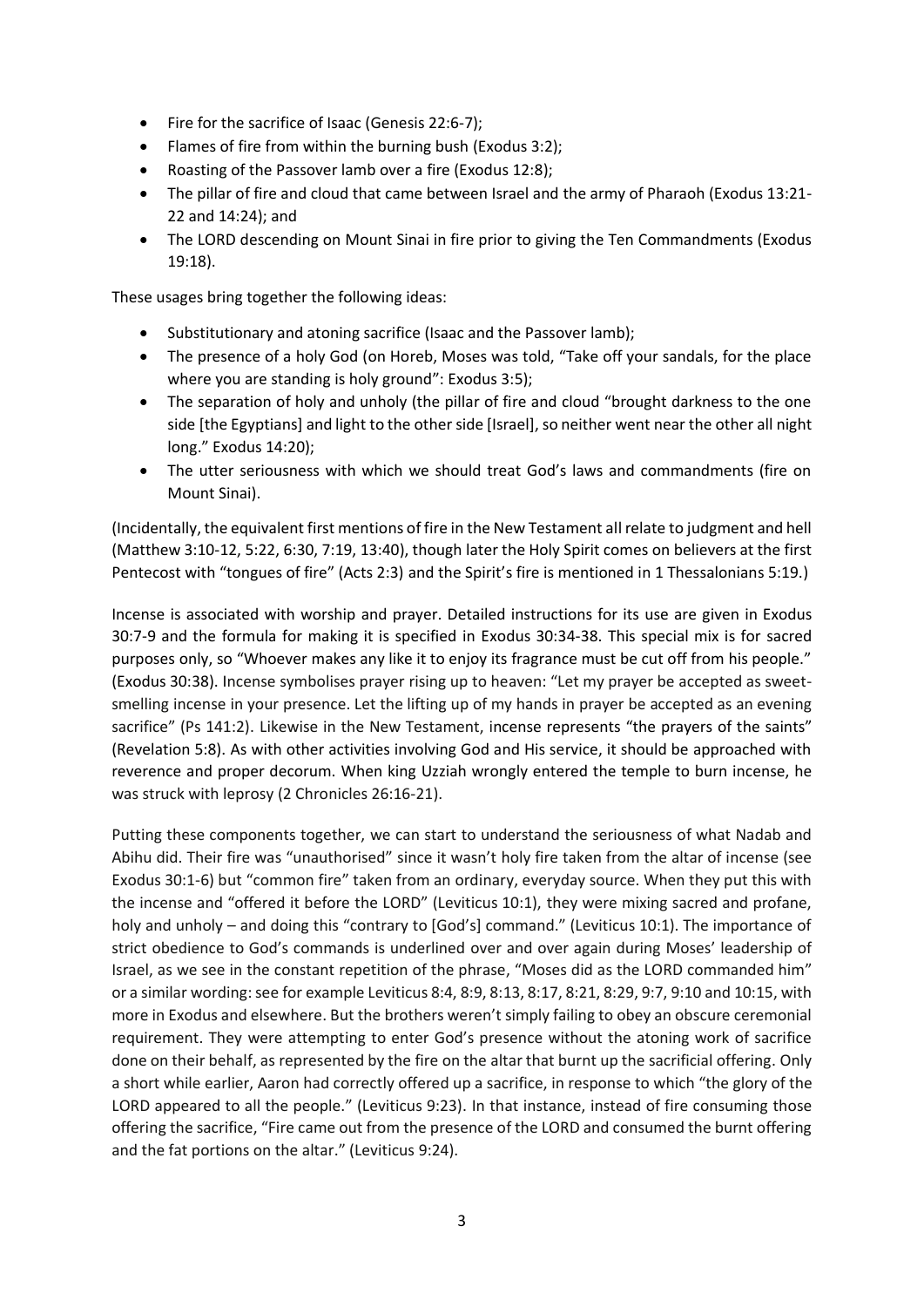- Fire for the sacrifice of Isaac (Genesis 22:6-7);
- Flames of fire from within the burning bush (Exodus 3:2);
- Roasting of the Passover lamb over a fire (Exodus 12:8);
- The pillar of fire and cloud that came between Israel and the army of Pharaoh (Exodus 13:21-22 and 14:24); and
- The LORD descending on Mount Sinai in fire prior to giving the Ten Commandments (Exodus 19:18).

These usages bring together the following ideas:

- Substitutionary and atoning sacrifice (Isaac and the Passover lamb);
- The presence of a holy God (on Horeb, Moses was told, "Take off your sandals, for the place where you are standing is holy ground": Exodus 3:5);
- The separation of holy and unholy (the pillar of fire and cloud "brought darkness to the one side [the Egyptians] and light to the other side [Israel], so neither went near the other all night long." Exodus 14:20);
- The utter seriousness with which we should treat God's laws and commandments (fire on Mount Sinai).

(Incidentally, the equivalent first mentions of fire in the New Testament all relate to judgment and hell (Matthew 3:10-12, 5:22, 6:30, 7:19, 13:40), though later the Holy Spirit comes on believers at the first Pentecost with "tongues of fire" (Acts 2:3) and the Spirit's fire is mentioned in 1 Thessalonians 5:19.)

Incense is associated with worship and prayer. Detailed instructions for its use are given in Exodus 30:7-9 and the formula for making it is specified in Exodus 30:34-38. This special mix is for sacred purposes only, so "Whoever makes any like it to enjoy its fragrance must be cut off from his people." (Exodus 30:38). Incense symbolises prayer rising up to heaven: "Let my prayer be accepted as sweet-smelling incense in your presence. Let the lifting up of my hands in prayer be accepted as an evening sacrifice" (Ps 141:2). Likewise in the New Testament, incense represents "the prayers of the saints" (Revelation 5:8). As with other activities involving God and His service, it should be approached with reverence and proper decorum. When king Uzziah wrongly entered the temple to burn incense, he was struck with leprosy (2 Chronicles 26:16-21).

Putting these components together, we can start to understand the seriousness of what Nadab and Abihu did. Their fire was "unauthorised" since it wasn't holy fire taken from the altar of incense (see Exodus 30:1-6) but "common fire" taken from an ordinary, everyday source. When they put this with the incense and "offered it before the LORD" (Leviticus 10:1), they were mixing sacred and profane, holy and unholy – and doing this "contrary to [God's] command." (Leviticus 10:1). The importance of strict obedience to God's commands is underlined over and over again during Moses' leadership of Israel, as we see in the constant repetition of the phrase, "Moses did as the LORD commanded him" or a similar wording: see for example Leviticus 8:4, 8:9, 8:13, 8:17, 8:21, 8:29, 9:7, 9:10 and 10:15, with more in Exodus and elsewhere. But the brothers weren't simply failing to obey an obscure ceremonial requirement. They were attempting to enter God's presence without the atoning work of sacrifice done on their behalf, as represented by the fire on the altar that burnt up the sacrificial offering. Only a short while earlier, Aaron had correctly offered up a sacrifice, in response to which "the glory of the LORD appeared to all the people." (Leviticus 9:23). In that instance, instead of fire consuming those offering the sacrifice, "Fire came out from the presence of the LORD and consumed the burnt offering and the fat portions on the altar." (Leviticus 9:24).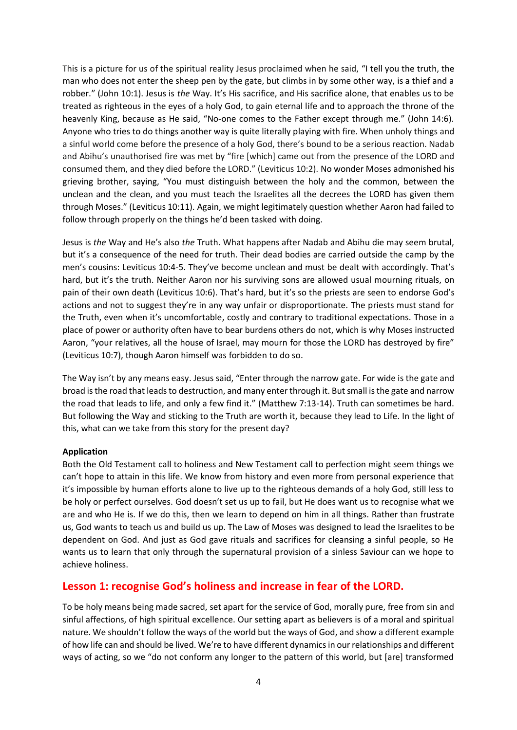This is a picture for us of the spiritual reality Jesus proclaimed when he said, "I tell you the truth, the man who does not enter the sheep pen by the gate, but climbs in by some other way, is a thief and a robber." (John 10:1). Jesus is *the* Way. It's His sacrifice, and His sacrifice alone, that enables us to be treated as righteous in the eyes of a holy God, to gain eternal life and to approach the throne of the heavenly King, because as He said, "No-one comes to the Father except through me." (John 14:6). Anyone who tries to do things another way is quite literally playing with fire. When unholy things and a sinful world come before the presence of a holy God, there's bound to be a serious reaction. Nadab and Abihu's unauthorised fire was met by "fire [which] came out from the presence of the LORD and consumed them, and they died before the LORD." (Leviticus 10:2). No wonder Moses admonished his grieving brother, saying, "You must distinguish between the holy and the common, between the unclean and the clean, and you must teach the Israelites all the decrees the LORD has given them through Moses." (Leviticus 10:11). Again, we might legitimately question whether Aaron had failed to follow through properly on the things he'd been tasked with doing.

Jesus is *the* Way and He's also *the* Truth. What happens after Nadab and Abihu die may seem brutal, but it's a consequence of the need for truth. Their dead bodies are carried outside the camp by the men's cousins: Leviticus 10:4-5. They've become unclean and must be dealt with accordingly. That's hard, but it's the truth. Neither Aaron nor his surviving sons are allowed usual mourning rituals, on pain of their own death (Leviticus 10:6). That's hard, but it's so the priests are seen to endorse God's actions and not to suggest they're in any way unfair or disproportionate. The priests must stand for the Truth, even when it's uncomfortable, costly and contrary to traditional expectations. Those in a place of power or authority often have to bear burdens others do not, which is why Moses instructed Aaron, "your relatives, all the house of Israel, may mourn for those the LORD has destroyed by fire" (Leviticus 10:7), though Aaron himself was forbidden to do so.

The Way isn't by any means easy. Jesus said, "Enter through the narrow gate. For wide is the gate and broad is the road that leads to destruction, and many enter through it. But small is the gate and narrow the road that leads to life, and only a few find it." (Matthew 7:13-14). Truth can sometimes be hard. But following the Way and sticking to the Truth are worth it, because they lead to Life. In the light of this, what can we take from this story for the present day?

**Application**

Both the Old Testament call to holiness and New Testament call to perfection might seem things we can't hope to attain in this life. We know from history and even more from personal experience that it's impossible by human efforts alone to live up to the righteous demands of a holy God, still less to be holy or perfect ourselves. God doesn't set us up to fail, but He does want us to recognise what we are and who He is. If we do this, then we learn to depend on him in all things. Rather than frustrate us, God wants to teach us and build us up. The Law of Moses was designed to lead the Israelites to be dependent on God. And just as God gave rituals and sacrifices for cleansing a sinful people, so He wants us to learn that only through the supernatural provision of a sinless Saviour can we hope to achieve holiness.

## Lesson 1: recognise God's holiness and increase in fear of the LORD.

To be holy means being made sacred, set apart for the service of God, morally pure, free from sin and sinful affections, of high spiritual excellence. Our setting apart as believers is of a moral and spiritual nature. We shouldn't follow the ways of the world but the ways of God, and show a different example of how life can and should be lived. We're to have different dynamics in our relationships and different ways of acting, so we "do not conform any longer to the pattern of this world, but [are] transformed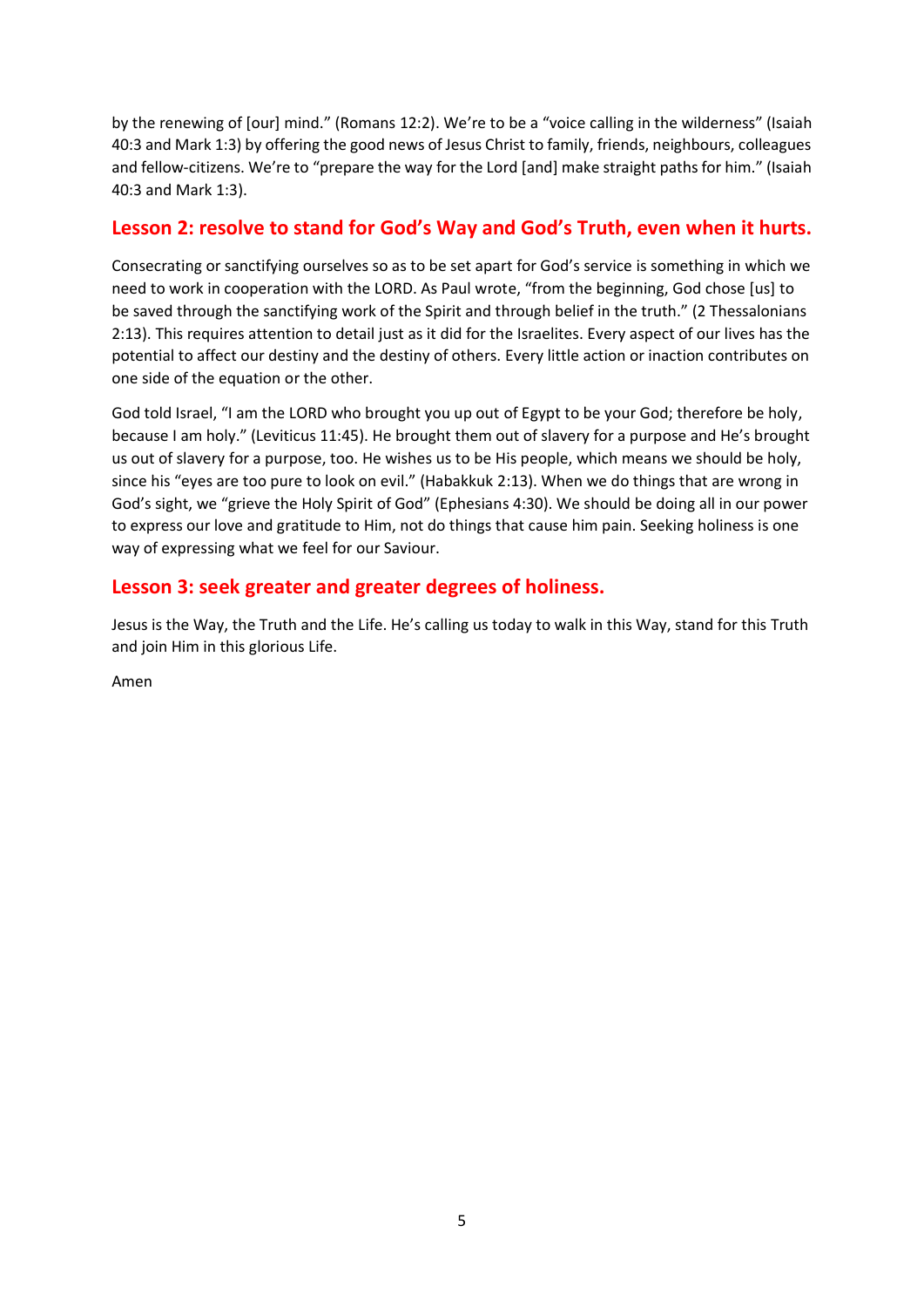by the renewing of [our] mind." (Romans 12:2). We're to be a "voice calling in the wilderness" (Isaiah 40:3 and Mark 1:3) by offering the good news of Jesus Christ to family, friends, neighbours, colleagues and fellow-citizens. We're to "prepare the way for the Lord [and] make straight paths for him." (Isaiah 40:3 and Mark 1:3).

## Lesson 2: resolve to stand for God's Way and God's Truth, even when it hurts.

Consecrating or sanctifying ourselves so as to be set apart for God's service is something in which we need to work in cooperation with the LORD. As Paul wrote, "from the beginning, God chose [us] to be saved through the sanctifying work of the Spirit and through belief in the truth." (2 Thessalonians 2:13). This requires attention to detail just as it did for the Israelites. Every aspect of our lives has the potential to affect our destiny and the destiny of others. Every little action or inaction contributes on one side of the equation or the other.

God told Israel, "I am the LORD who brought you up out of Egypt to be your God; therefore be holy, because I am holy." (Leviticus 11:45). He brought them out of slavery for a purpose and He's brought us out of slavery for a purpose, too. He wishes us to be His people, which means we should be holy, since his "eyes are too pure to look on evil." (Habakkuk 2:13). When we do things that are wrong in God's sight, we "grieve the Holy Spirit of God" (Ephesians 4:30). We should be doing all in our power to express our love and gratitude to Him, not do things that cause him pain. Seeking holiness is one way of expressing what we feel for our Saviour.

## Lesson 3: seek greater and greater degrees of holiness.

Jesus is the Way, the Truth and the Life. He's calling us today to walk in this Way, stand for this Truth and join Him in this glorious Life.

Amen